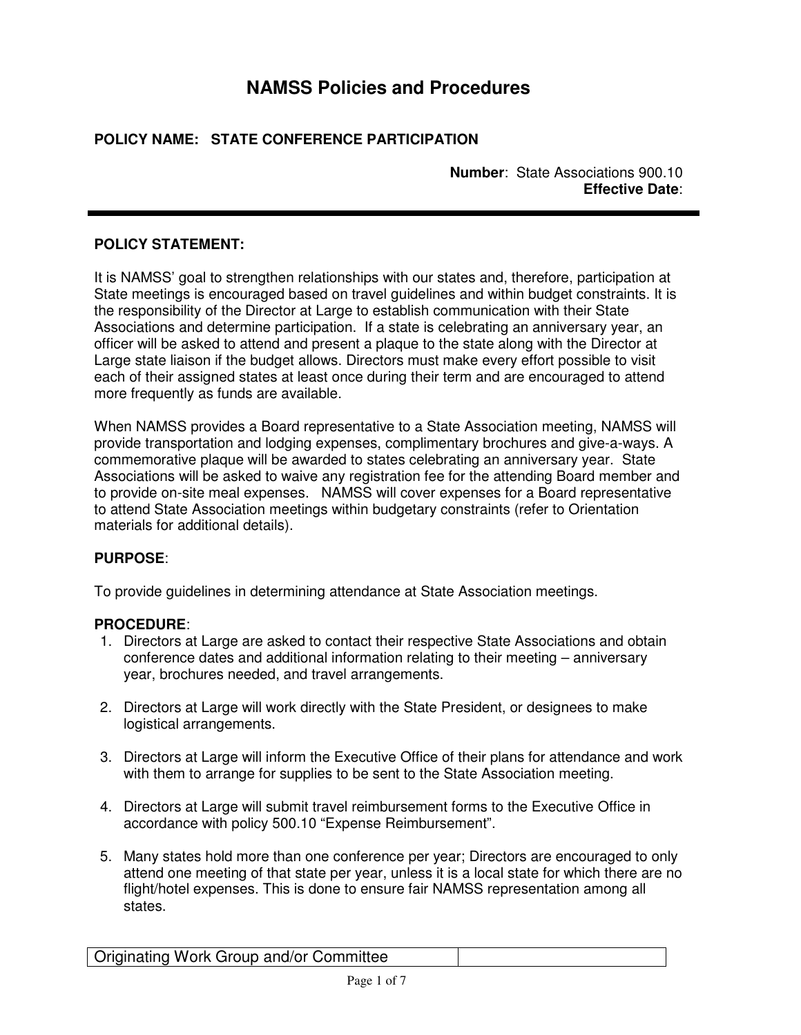# NAMSS Policies and Procedures

**POLICY NAME: STATE CONFERENCE PARTICIPATION**

**Number**: State Associations 900.10
**Effective Date**:

---

**POLICY STATEMENT:**

It is NAMSS' goal to strengthen relationships with our states and, therefore, participation at State meetings is encouraged based on travel guidelines and within budget constraints. It is the responsibility of the Director at Large to establish communication with their State Associations and determine participation. If a state is celebrating an anniversary year, an officer will be asked to attend and present a plaque to the state along with the Director at Large state liaison if the budget allows. Directors must make every effort possible to visit each of their assigned states at least once during their term and are encouraged to attend more frequently as funds are available.

When NAMSS provides a Board representative to a State Association meeting, NAMSS will provide transportation and lodging expenses, complimentary brochures and give-a-ways. A commemorative plaque will be awarded to states celebrating an anniversary year. State Associations will be asked to waive any registration fee for the attending Board member and to provide on-site meal expenses. NAMSS will cover expenses for a Board representative to attend State Association meetings within budgetary constraints (refer to Orientation materials for additional details).

**PURPOSE**:

To provide guidelines in determining attendance at State Association meetings.

**PROCEDURE**:

1. Directors at Large are asked to contact their respective State Associations and obtain conference dates and additional information relating to their meeting – anniversary year, brochures needed, and travel arrangements.

2. Directors at Large will work directly with the State President, or designees to make logistical arrangements.

3. Directors at Large will inform the Executive Office of their plans for attendance and work with them to arrange for supplies to be sent to the State Association meeting.

4. Directors at Large will submit travel reimbursement forms to the Executive Office in accordance with policy 500.10 "Expense Reimbursement".

5. Many states hold more than one conference per year; Directors are encouraged to only attend one meeting of that state per year, unless it is a local state for which there are no flight/hotel expenses. This is done to ensure fair NAMSS representation among all states.

| Originating Work Group and/or Committee | |
|---|---|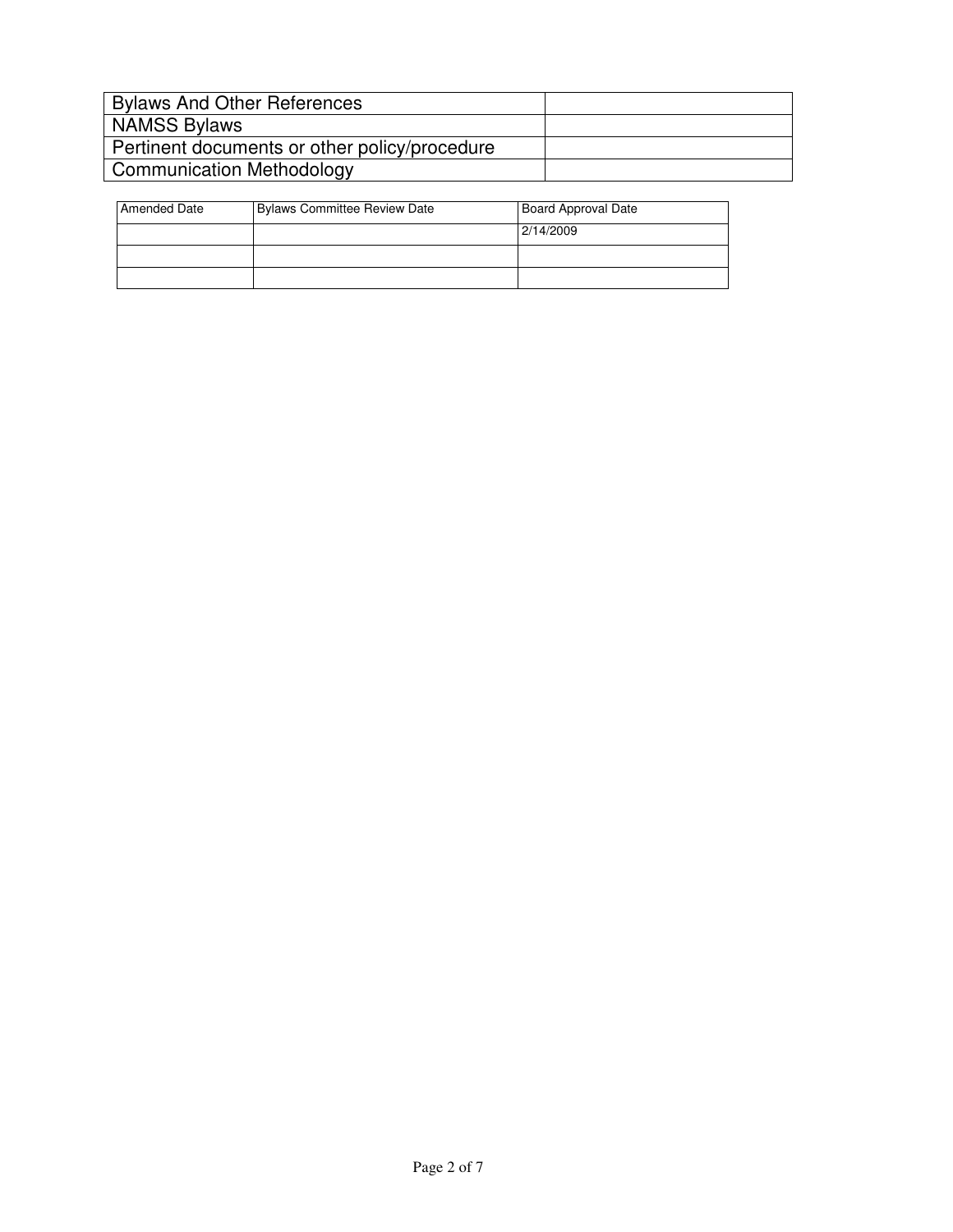| Bylaws And Other References | |
|---|---|
| NAMSS Bylaws | |
| Pertinent documents or other policy/procedure | |
| Communication Methodology | |

| Amended Date | Bylaws Committee Review Date | Board Approval Date |
|---|---|---|
| | | 2/14/2009 |
| | | |
| | | |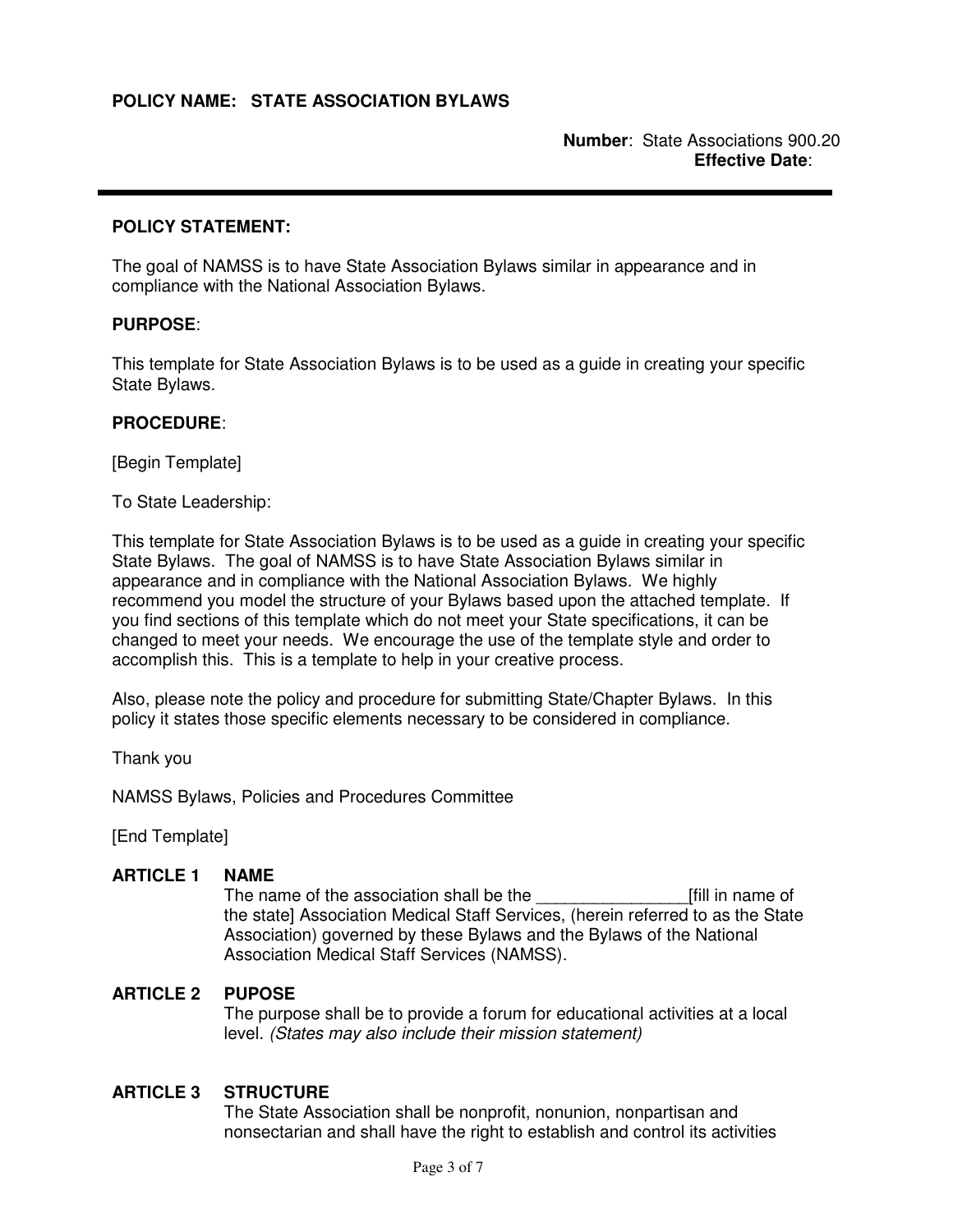**POLICY NAME: STATE ASSOCIATION BYLAWS**

**Number**: State Associations 900.20
**Effective Date**:

---

**POLICY STATEMENT:**

The goal of NAMSS is to have State Association Bylaws similar in appearance and in compliance with the National Association Bylaws.

**PURPOSE**:

This template for State Association Bylaws is to be used as a guide in creating your specific State Bylaws.

**PROCEDURE**:

[Begin Template]

To State Leadership:

This template for State Association Bylaws is to be used as a guide in creating your specific State Bylaws. The goal of NAMSS is to have State Association Bylaws similar in appearance and in compliance with the National Association Bylaws. We highly recommend you model the structure of your Bylaws based upon the attached template. If you find sections of this template which do not meet your State specifications, it can be changed to meet your needs. We encourage the use of the template style and order to accomplish this. This is a template to help in your creative process.

Also, please note the policy and procedure for submitting State/Chapter Bylaws. In this policy it states those specific elements necessary to be considered in compliance.

Thank you

NAMSS Bylaws, Policies and Procedures Committee

[End Template]

**ARTICLE 1 NAME**

The name of the association shall be the ________________[fill in name of the state] Association Medical Staff Services, (herein referred to as the State Association) governed by these Bylaws and the Bylaws of the National Association Medical Staff Services (NAMSS).

**ARTICLE 2 PUPOSE**

The purpose shall be to provide a forum for educational activities at a local level. *(States may also include their mission statement)*

**ARTICLE 3 STRUCTURE**

The State Association shall be nonprofit, nonunion, nonpartisan and nonsectarian and shall have the right to establish and control its activities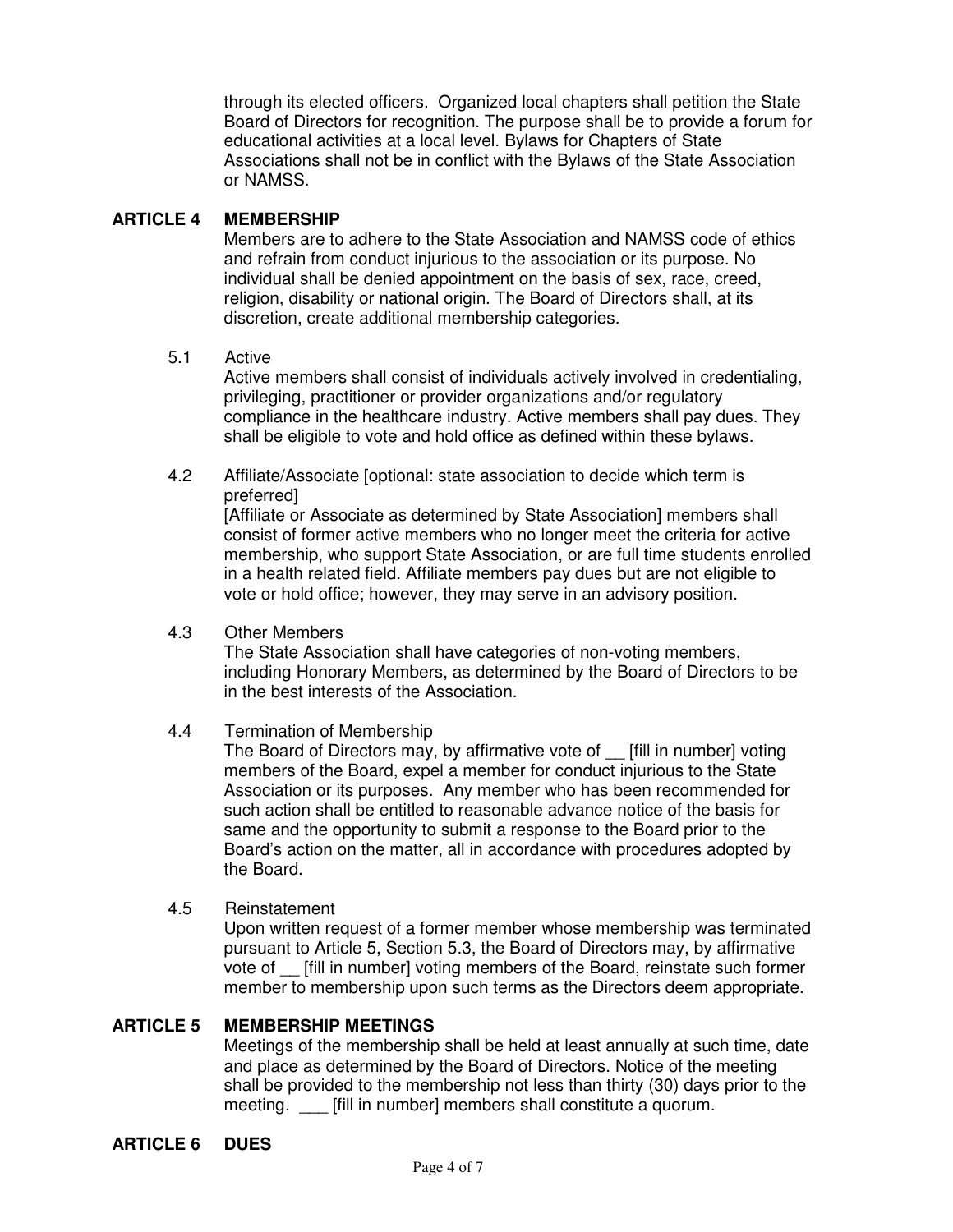through its elected officers. Organized local chapters shall petition the State Board of Directors for recognition. The purpose shall be to provide a forum for educational activities at a local level. Bylaws for Chapters of State Associations shall not be in conflict with the Bylaws of the State Association or NAMSS.

## ARTICLE 4 MEMBERSHIP

Members are to adhere to the State Association and NAMSS code of ethics and refrain from conduct injurious to the association or its purpose. No individual shall be denied appointment on the basis of sex, race, creed, religion, disability or national origin. The Board of Directors shall, at its discretion, create additional membership categories.

5.1 Active

Active members shall consist of individuals actively involved in credentialing, privileging, practitioner or provider organizations and/or regulatory compliance in the healthcare industry. Active members shall pay dues. They shall be eligible to vote and hold office as defined within these bylaws.

4.2 Affiliate/Associate [optional: state association to decide which term is preferred]

[Affiliate or Associate as determined by State Association] members shall consist of former active members who no longer meet the criteria for active membership, who support State Association, or are full time students enrolled in a health related field. Affiliate members pay dues but are not eligible to vote or hold office; however, they may serve in an advisory position.

4.3 Other Members

The State Association shall have categories of non-voting members, including Honorary Members, as determined by the Board of Directors to be in the best interests of the Association.

4.4 Termination of Membership

The Board of Directors may, by affirmative vote of __ [fill in number] voting members of the Board, expel a member for conduct injurious to the State Association or its purposes. Any member who has been recommended for such action shall be entitled to reasonable advance notice of the basis for same and the opportunity to submit a response to the Board prior to the Board's action on the matter, all in accordance with procedures adopted by the Board.

4.5 Reinstatement

Upon written request of a former member whose membership was terminated pursuant to Article 5, Section 5.3, the Board of Directors may, by affirmative vote of __ [fill in number] voting members of the Board, reinstate such former member to membership upon such terms as the Directors deem appropriate.

## ARTICLE 5 MEMBERSHIP MEETINGS

Meetings of the membership shall be held at least annually at such time, date and place as determined by the Board of Directors. Notice of the meeting shall be provided to the membership not less than thirty (30) days prior to the meeting. ___ [fill in number] members shall constitute a quorum.

## ARTICLE 6 DUES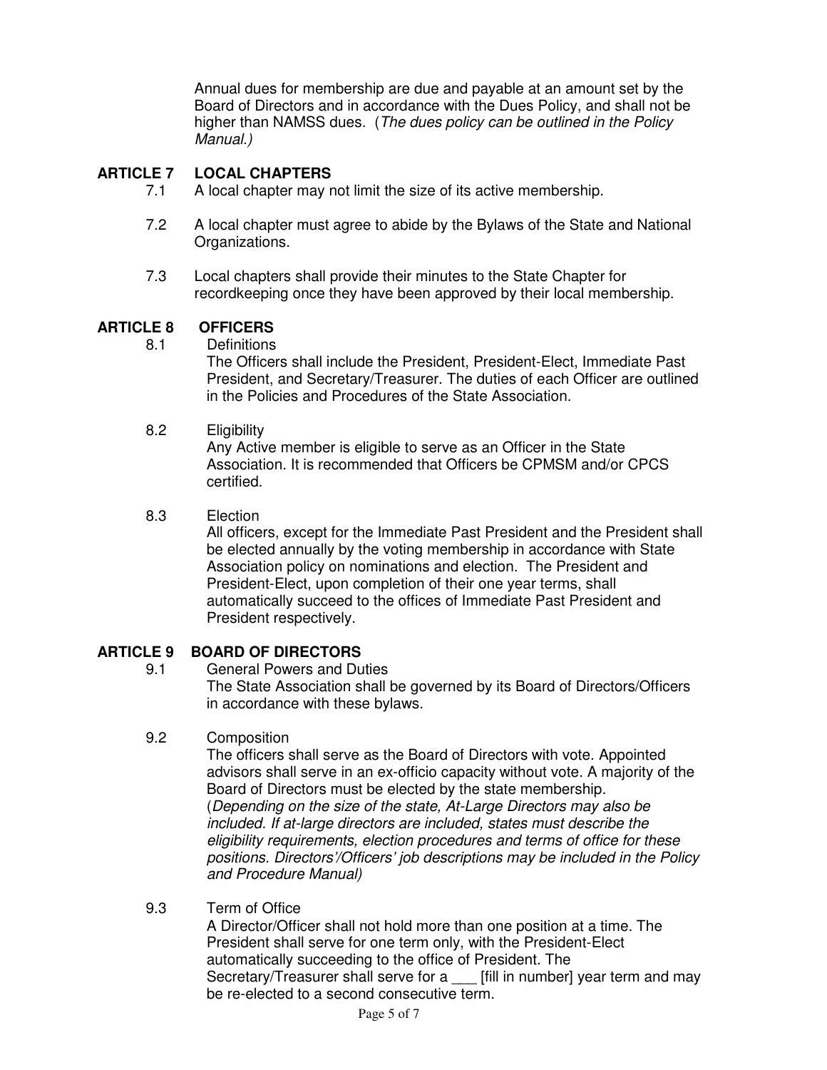Annual dues for membership are due and payable at an amount set by the Board of Directors and in accordance with the Dues Policy, and shall not be higher than NAMSS dues. (*The dues policy can be outlined in the Policy Manual.)*

## ARTICLE 7 LOCAL CHAPTERS

7.1 A local chapter may not limit the size of its active membership.

7.2 A local chapter must agree to abide by the Bylaws of the State and National Organizations.

7.3 Local chapters shall provide their minutes to the State Chapter for recordkeeping once they have been approved by their local membership.

## ARTICLE 8 OFFICERS

8.1 Definitions

The Officers shall include the President, President-Elect, Immediate Past President, and Secretary/Treasurer. The duties of each Officer are outlined in the Policies and Procedures of the State Association.

8.2 Eligibility

Any Active member is eligible to serve as an Officer in the State Association. It is recommended that Officers be CPMSM and/or CPCS certified.

8.3 Election

All officers, except for the Immediate Past President and the President shall be elected annually by the voting membership in accordance with State Association policy on nominations and election. The President and President-Elect, upon completion of their one year terms, shall automatically succeed to the offices of Immediate Past President and President respectively.

## ARTICLE 9 BOARD OF DIRECTORS

9.1 General Powers and Duties

The State Association shall be governed by its Board of Directors/Officers in accordance with these bylaws.

9.2 Composition

The officers shall serve as the Board of Directors with vote. Appointed advisors shall serve in an ex-officio capacity without vote. A majority of the Board of Directors must be elected by the state membership. (*Depending on the size of the state, At-Large Directors may also be included. If at-large directors are included, states must describe the eligibility requirements, election procedures and terms of office for these positions. Directors'/Officers' job descriptions may be included in the Policy and Procedure Manual)*

9.3 Term of Office

A Director/Officer shall not hold more than one position at a time. The President shall serve for one term only, with the President-Elect automatically succeeding to the office of President. The Secretary/Treasurer shall serve for a ___ [fill in number] year term and may be re-elected to a second consecutive term.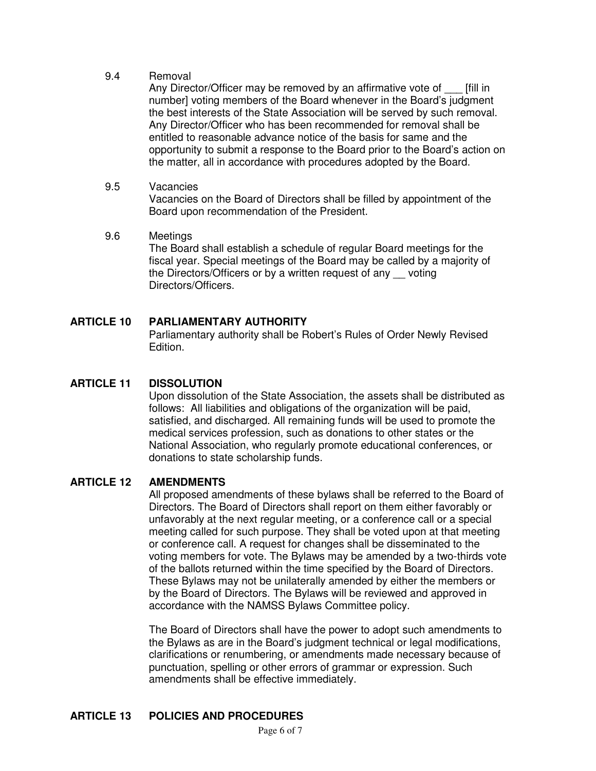9.4 Removal

Any Director/Officer may be removed by an affirmative vote of ___ [fill in number] voting members of the Board whenever in the Board's judgment the best interests of the State Association will be served by such removal. Any Director/Officer who has been recommended for removal shall be entitled to reasonable advance notice of the basis for same and the opportunity to submit a response to the Board prior to the Board's action on the matter, all in accordance with procedures adopted by the Board.

9.5 Vacancies

Vacancies on the Board of Directors shall be filled by appointment of the Board upon recommendation of the President.

9.6 Meetings

The Board shall establish a schedule of regular Board meetings for the fiscal year. Special meetings of the Board may be called by a majority of the Directors/Officers or by a written request of any __ voting Directors/Officers.

## ARTICLE 10 PARLIAMENTARY AUTHORITY

Parliamentary authority shall be Robert's Rules of Order Newly Revised Edition.

## ARTICLE 11 DISSOLUTION

Upon dissolution of the State Association, the assets shall be distributed as follows: All liabilities and obligations of the organization will be paid, satisfied, and discharged. All remaining funds will be used to promote the medical services profession, such as donations to other states or the National Association, who regularly promote educational conferences, or donations to state scholarship funds.

## ARTICLE 12 AMENDMENTS

All proposed amendments of these bylaws shall be referred to the Board of Directors. The Board of Directors shall report on them either favorably or unfavorably at the next regular meeting, or a conference call or a special meeting called for such purpose. They shall be voted upon at that meeting or conference call. A request for changes shall be disseminated to the voting members for vote. The Bylaws may be amended by a two-thirds vote of the ballots returned within the time specified by the Board of Directors. These Bylaws may not be unilaterally amended by either the members or by the Board of Directors. The Bylaws will be reviewed and approved in accordance with the NAMSS Bylaws Committee policy.

The Board of Directors shall have the power to adopt such amendments to the Bylaws as are in the Board's judgment technical or legal modifications, clarifications or renumbering, or amendments made necessary because of punctuation, spelling or other errors of grammar or expression. Such amendments shall be effective immediately.

## ARTICLE 13 POLICIES AND PROCEDURES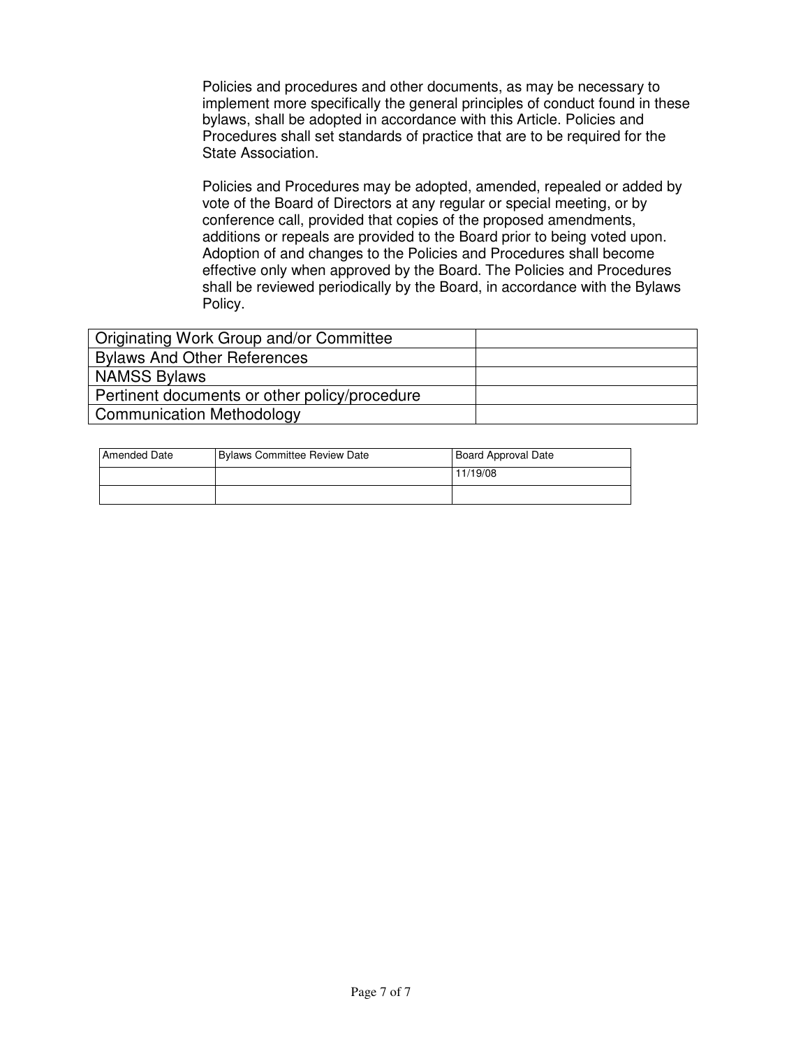Policies and procedures and other documents, as may be necessary to implement more specifically the general principles of conduct found in these bylaws, shall be adopted in accordance with this Article. Policies and Procedures shall set standards of practice that are to be required for the State Association.

Policies and Procedures may be adopted, amended, repealed or added by vote of the Board of Directors at any regular or special meeting, or by conference call, provided that copies of the proposed amendments, additions or repeals are provided to the Board prior to being voted upon. Adoption of and changes to the Policies and Procedures shall become effective only when approved by the Board. The Policies and Procedures shall be reviewed periodically by the Board, in accordance with the Bylaws Policy.

| | |
|---|---|
| Originating Work Group and/or Committee | |
| Bylaws And Other References | |
| NAMSS Bylaws | |
| Pertinent documents or other policy/procedure | |
| Communication Methodology | |

| Amended Date | Bylaws Committee Review Date | Board Approval Date |
|---|---|---|
| | | 11/19/08 |
| | | |